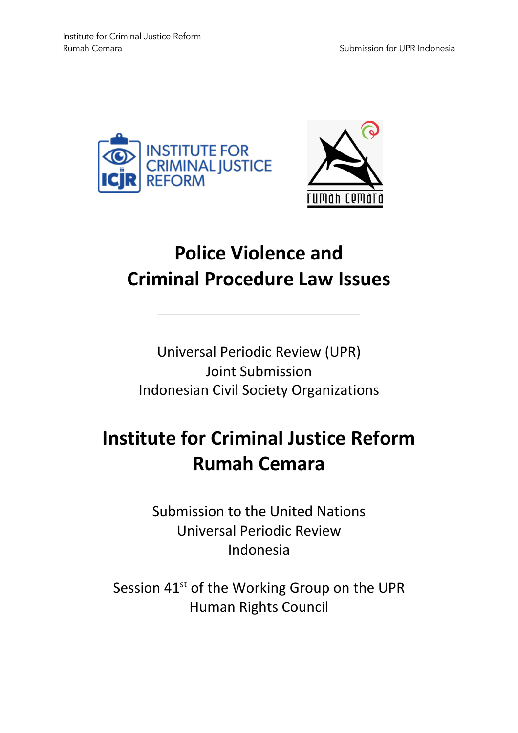# Police Violence and Criminal Procedure Law Issues

Universal Periodic Review (UPR)
Joint Submission
Indonesian Civil Society Organizations

## Institute for Criminal Justice Reform Rumah Cemara

Submission to the United Nations
Universal Periodic Review
Indonesia

Session 41st of the Working Group on the UPR
Human Rights Council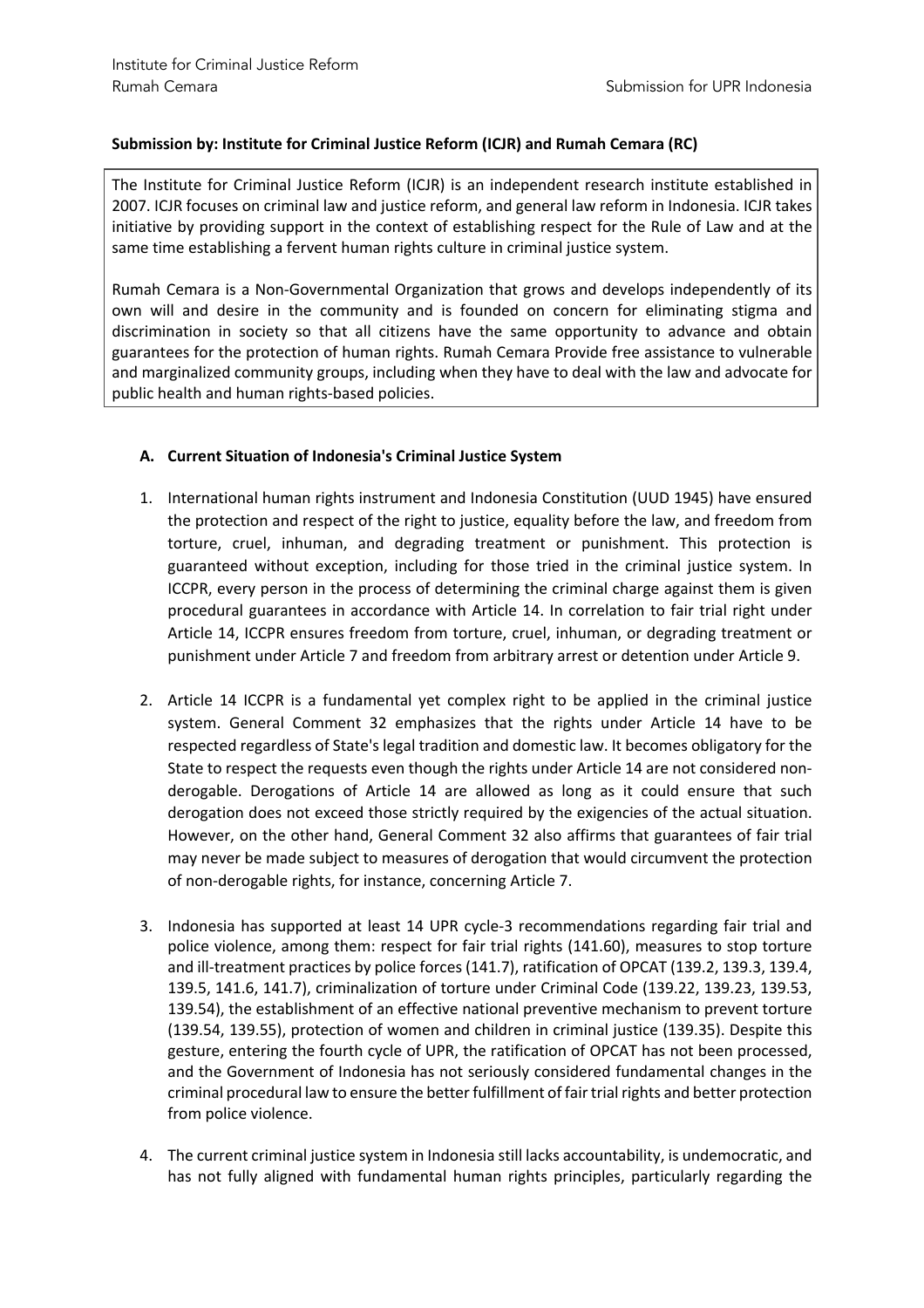**Submission by: Institute for Criminal Justice Reform (ICJR) and Rumah Cemara (RC)**

The Institute for Criminal Justice Reform (ICJR) is an independent research institute established in 2007. ICJR focuses on criminal law and justice reform, and general law reform in Indonesia. ICJR takes initiative by providing support in the context of establishing respect for the Rule of Law and at the same time establishing a fervent human rights culture in criminal justice system.

Rumah Cemara is a Non-Governmental Organization that grows and develops independently of its own will and desire in the community and is founded on concern for eliminating stigma and discrimination in society so that all citizens have the same opportunity to advance and obtain guarantees for the protection of human rights. Rumah Cemara Provide free assistance to vulnerable and marginalized community groups, including when they have to deal with the law and advocate for public health and human rights-based policies.

**A. Current Situation of Indonesia's Criminal Justice System**

1. International human rights instrument and Indonesia Constitution (UUD 1945) have ensured the protection and respect of the right to justice, equality before the law, and freedom from torture, cruel, inhuman, and degrading treatment or punishment. This protection is guaranteed without exception, including for those tried in the criminal justice system. In ICCPR, every person in the process of determining the criminal charge against them is given procedural guarantees in accordance with Article 14. In correlation to fair trial right under Article 14, ICCPR ensures freedom from torture, cruel, inhuman, or degrading treatment or punishment under Article 7 and freedom from arbitrary arrest or detention under Article 9.

2. Article 14 ICCPR is a fundamental yet complex right to be applied in the criminal justice system. General Comment 32 emphasizes that the rights under Article 14 have to be respected regardless of State's legal tradition and domestic law. It becomes obligatory for the State to respect the requests even though the rights under Article 14 are not considered non-derogable. Derogations of Article 14 are allowed as long as it could ensure that such derogation does not exceed those strictly required by the exigencies of the actual situation. However, on the other hand, General Comment 32 also affirms that guarantees of fair trial may never be made subject to measures of derogation that would circumvent the protection of non-derogable rights, for instance, concerning Article 7.

3. Indonesia has supported at least 14 UPR cycle-3 recommendations regarding fair trial and police violence, among them: respect for fair trial rights (141.60), measures to stop torture and ill-treatment practices by police forces (141.7), ratification of OPCAT (139.2, 139.3, 139.4, 139.5, 141.6, 141.7), criminalization of torture under Criminal Code (139.22, 139.23, 139.53, 139.54), the establishment of an effective national preventive mechanism to prevent torture (139.54, 139.55), protection of women and children in criminal justice (139.35). Despite this gesture, entering the fourth cycle of UPR, the ratification of OPCAT has not been processed, and the Government of Indonesia has not seriously considered fundamental changes in the criminal procedural law to ensure the better fulfillment of fair trial rights and better protection from police violence.

4. The current criminal justice system in Indonesia still lacks accountability, is undemocratic, and has not fully aligned with fundamental human rights principles, particularly regarding the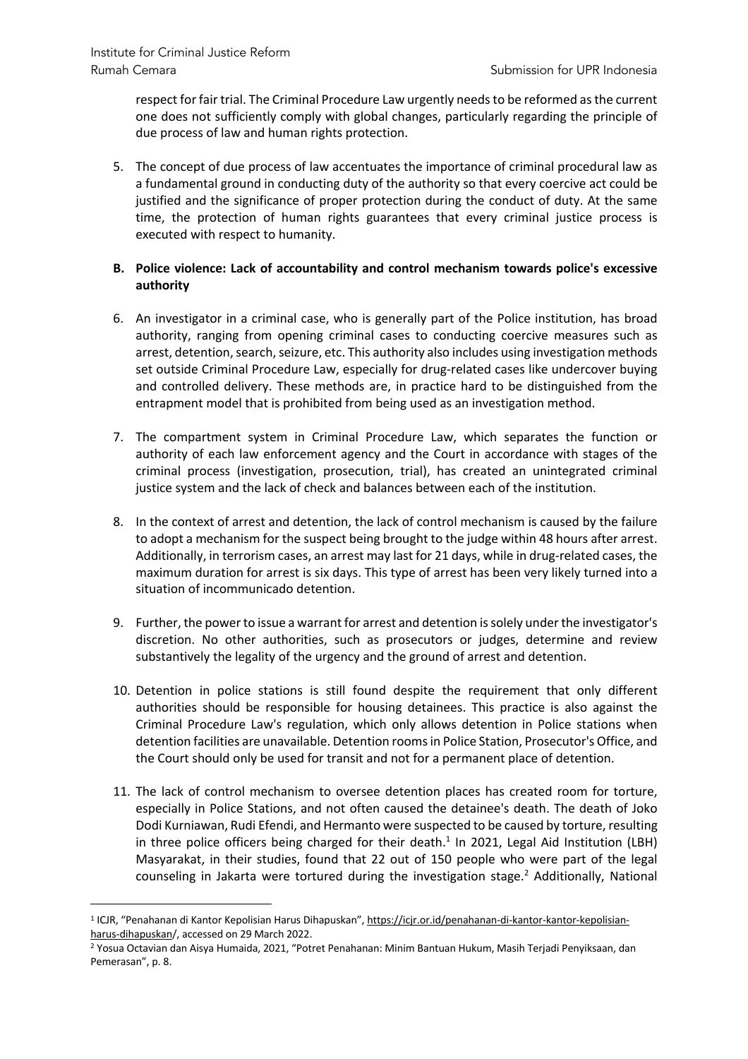respect for fair trial. The Criminal Procedure Law urgently needs to be reformed as the current one does not sufficiently comply with global changes, particularly regarding the principle of due process of law and human rights protection.

5. The concept of due process of law accentuates the importance of criminal procedural law as a fundamental ground in conducting duty of the authority so that every coercive act could be justified and the significance of proper protection during the conduct of duty. At the same time, the protection of human rights guarantees that every criminal justice process is executed with respect to humanity.

**B. Police violence: Lack of accountability and control mechanism towards police's excessive authority**

6. An investigator in a criminal case, who is generally part of the Police institution, has broad authority, ranging from opening criminal cases to conducting coercive measures such as arrest, detention, search, seizure, etc. This authority also includes using investigation methods set outside Criminal Procedure Law, especially for drug-related cases like undercover buying and controlled delivery. These methods are, in practice hard to be distinguished from the entrapment model that is prohibited from being used as an investigation method.

7. The compartment system in Criminal Procedure Law, which separates the function or authority of each law enforcement agency and the Court in accordance with stages of the criminal process (investigation, prosecution, trial), has created an unintegrated criminal justice system and the lack of check and balances between each of the institution.

8. In the context of arrest and detention, the lack of control mechanism is caused by the failure to adopt a mechanism for the suspect being brought to the judge within 48 hours after arrest. Additionally, in terrorism cases, an arrest may last for 21 days, while in drug-related cases, the maximum duration for arrest is six days. This type of arrest has been very likely turned into a situation of incommunicado detention.

9. Further, the power to issue a warrant for arrest and detention is solely under the investigator's discretion. No other authorities, such as prosecutors or judges, determine and review substantively the legality of the urgency and the ground of arrest and detention.

10. Detention in police stations is still found despite the requirement that only different authorities should be responsible for housing detainees. This practice is also against the Criminal Procedure Law's regulation, which only allows detention in Police stations when detention facilities are unavailable. Detention rooms in Police Station, Prosecutor's Office, and the Court should only be used for transit and not for a permanent place of detention.

11. The lack of control mechanism to oversee detention places has created room for torture, especially in Police Stations, and not often caused the detainee's death. The death of Joko Dodi Kurniawan, Rudi Efendi, and Hermanto were suspected to be caused by torture, resulting in three police officers being charged for their death.[1] In 2021, Legal Aid Institution (LBH) Masyarakat, in their studies, found that 22 out of 150 people who were part of the legal counseling in Jakarta were tortured during the investigation stage.[2] Additionally, National

---

[1] ICJR, "Penahanan di Kantor Kepolisian Harus Dihapuskan", https://icjr.or.id/penahanan-di-kantor-kantor-kepolisian-harus-dihapuskan/, accessed on 29 March 2022.

[2] Yosua Octavian dan Aisya Humaida, 2021, "Potret Penahanan: Minim Bantuan Hukum, Masih Terjadi Penyiksaan, dan Pemerasan", p. 8.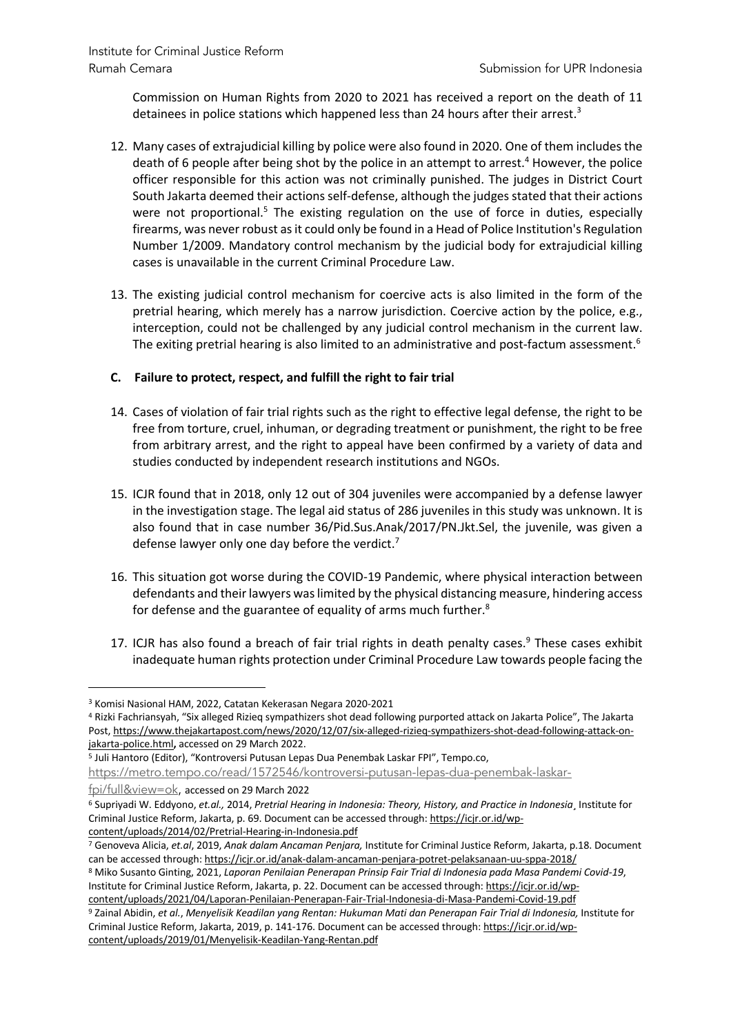Commission on Human Rights from 2020 to 2021 has received a report on the death of 11 detainees in police stations which happened less than 24 hours after their arrest.[3]

12. Many cases of extrajudicial killing by police were also found in 2020. One of them includes the death of 6 people after being shot by the police in an attempt to arrest.[4] However, the police officer responsible for this action was not criminally punished. The judges in District Court South Jakarta deemed their actions self-defense, although the judges stated that their actions were not proportional.[5] The existing regulation on the use of force in duties, especially firearms, was never robust as it could only be found in a Head of Police Institution's Regulation Number 1/2009. Mandatory control mechanism by the judicial body for extrajudicial killing cases is unavailable in the current Criminal Procedure Law.

13. The existing judicial control mechanism for coercive acts is also limited in the form of the pretrial hearing, which merely has a narrow jurisdiction. Coercive action by the police, e.g., interception, could not be challenged by any judicial control mechanism in the current law. The exiting pretrial hearing is also limited to an administrative and post-factum assessment.[6]

### C. Failure to protect, respect, and fulfill the right to fair trial

14. Cases of violation of fair trial rights such as the right to effective legal defense, the right to be free from torture, cruel, inhuman, or degrading treatment or punishment, the right to be free from arbitrary arrest, and the right to appeal have been confirmed by a variety of data and studies conducted by independent research institutions and NGOs.

15. ICJR found that in 2018, only 12 out of 304 juveniles were accompanied by a defense lawyer in the investigation stage. The legal aid status of 286 juveniles in this study was unknown. It is also found that in case number 36/Pid.Sus.Anak/2017/PN.Jkt.Sel, the juvenile, was given a defense lawyer only one day before the verdict.[7]

16. This situation got worse during the COVID-19 Pandemic, where physical interaction between defendants and their lawyers was limited by the physical distancing measure, hindering access for defense and the guarantee of equality of arms much further.[8]

17. ICJR has also found a breach of fair trial rights in death penalty cases.[9] These cases exhibit inadequate human rights protection under Criminal Procedure Law towards people facing the

---

[3] Komisi Nasional HAM, 2022, Catatan Kekerasan Negara 2020-2021

[4] Rizki Fachriansyah, "Six alleged Rizieq sympathizers shot dead following purported attack on Jakarta Police", The Jakarta Post, https://www.thejakartapost.com/news/2020/12/07/six-alleged-rizieq-sympathizers-shot-dead-following-attack-on-jakarta-police.html, accessed on 29 March 2022.

[5] Juli Hantoro (Editor), "Kontroversi Putusan Lepas Dua Penembak Laskar FPI", Tempo.co, https://metro.tempo.co/read/1572546/kontroversi-putusan-lepas-dua-penembak-laskar-fpi/full&view=ok, accessed on 29 March 2022

[6] Supriyadi W. Eddyono, *et.al.,* 2014, *Pretrial Hearing in Indonesia: Theory, History, and Practice in Indonesia*¸ Institute for Criminal Justice Reform, Jakarta, p. 69. Document can be accessed through: https://icjr.or.id/wp-content/uploads/2014/02/Pretrial-Hearing-in-Indonesia.pdf

[7] Genoveva Alicia, *et.al*, 2019, *Anak dalam Ancaman Penjara,* Institute for Criminal Justice Reform, Jakarta, p.18. Document can be accessed through: https://icjr.or.id/anak-dalam-ancaman-penjara-potret-pelaksanaan-uu-sppa-2018/

[8] Miko Susanto Ginting, 2021, *Laporan Penilaian Penerapan Prinsip Fair Trial di Indonesia pada Masa Pandemi Covid-19*, Institute for Criminal Justice Reform, Jakarta, p. 22. Document can be accessed through: https://icjr.or.id/wp-content/uploads/2021/04/Laporan-Penilaian-Penerapan-Fair-Trial-Indonesia-di-Masa-Pandemi-Covid-19.pdf

[9] Zainal Abidin, *et al.*, *Menyelisik Keadilan yang Rentan: Hukuman Mati dan Penerapan Fair Trial di Indonesia,* Institute for Criminal Justice Reform, Jakarta, 2019, p. 141-176. Document can be accessed through: https://icjr.or.id/wp-content/uploads/2019/01/Menyelisik-Keadilan-Yang-Rentan.pdf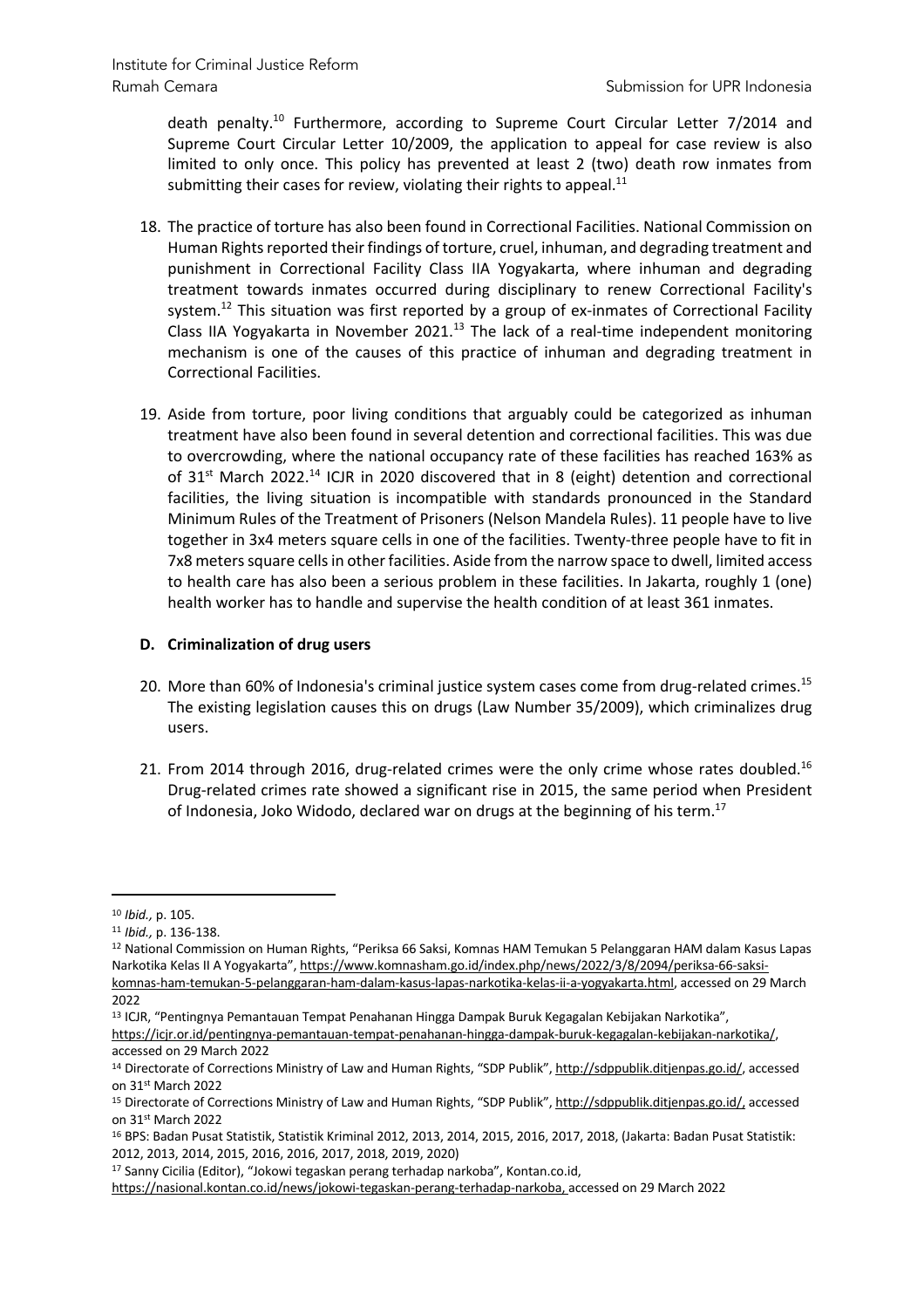death penalty.[10] Furthermore, according to Supreme Court Circular Letter 7/2014 and Supreme Court Circular Letter 10/2009, the application to appeal for case review is also limited to only once. This policy has prevented at least 2 (two) death row inmates from submitting their cases for review, violating their rights to appeal.[11]

18. The practice of torture has also been found in Correctional Facilities. National Commission on Human Rights reported their findings of torture, cruel, inhuman, and degrading treatment and punishment in Correctional Facility Class IIA Yogyakarta, where inhuman and degrading treatment towards inmates occurred during disciplinary to renew Correctional Facility's system.[12] This situation was first reported by a group of ex-inmates of Correctional Facility Class IIA Yogyakarta in November 2021.[13] The lack of a real-time independent monitoring mechanism is one of the causes of this practice of inhuman and degrading treatment in Correctional Facilities.

19. Aside from torture, poor living conditions that arguably could be categorized as inhuman treatment have also been found in several detention and correctional facilities. This was due to overcrowding, where the national occupancy rate of these facilities has reached 163% as of 31st March 2022.[14] ICJR in 2020 discovered that in 8 (eight) detention and correctional facilities, the living situation is incompatible with standards pronounced in the Standard Minimum Rules of the Treatment of Prisoners (Nelson Mandela Rules). 11 people have to live together in 3x4 meters square cells in one of the facilities. Twenty-three people have to fit in 7x8 meters square cells in other facilities. Aside from the narrow space to dwell, limited access to health care has also been a serious problem in these facilities. In Jakarta, roughly 1 (one) health worker has to handle and supervise the health condition of at least 361 inmates.

### D. Criminalization of drug users

20. More than 60% of Indonesia's criminal justice system cases come from drug-related crimes.[15] The existing legislation causes this on drugs (Law Number 35/2009), which criminalizes drug users.

21. From 2014 through 2016, drug-related crimes were the only crime whose rates doubled.[16] Drug-related crimes rate showed a significant rise in 2015, the same period when President of Indonesia, Joko Widodo, declared war on drugs at the beginning of his term.[17]

---

[10] *Ibid.,* p. 105.

[11] *Ibid.,* p. 136-138.

[12] National Commission on Human Rights, "Periksa 66 Saksi, Komnas HAM Temukan 5 Pelanggaran HAM dalam Kasus Lapas Narkotika Kelas II A Yogyakarta", https://www.komnasham.go.id/index.php/news/2022/3/8/2094/periksa-66-saksi-komnas-ham-temukan-5-pelanggaran-ham-dalam-kasus-lapas-narkotika-kelas-ii-a-yogyakarta.html, accessed on 29 March 2022

[13] ICJR, "Pentingnya Pemantauan Tempat Penahanan Hingga Dampak Buruk Kegagalan Kebijakan Narkotika", https://icjr.or.id/pentingnya-pemantauan-tempat-penahanan-hingga-dampak-buruk-kegagalan-kebijakan-narkotika/, accessed on 29 March 2022

[14] Directorate of Corrections Ministry of Law and Human Rights, "SDP Publik", http://sdppublik.ditjenpas.go.id/, accessed on 31st March 2022

[15] Directorate of Corrections Ministry of Law and Human Rights, "SDP Publik", http://sdppublik.ditjenpas.go.id/, accessed on 31st March 2022

[16] BPS: Badan Pusat Statistik, Statistik Kriminal 2012, 2013, 2014, 2015, 2016, 2017, 2018, (Jakarta: Badan Pusat Statistik: 2012, 2013, 2014, 2015, 2016, 2016, 2017, 2018, 2019, 2020)

[17] Sanny Cicilia (Editor), "Jokowi tegaskan perang terhadap narkoba", Kontan.co.id, https://nasional.kontan.co.id/news/jokowi-tegaskan-perang-terhadap-narkoba, accessed on 29 March 2022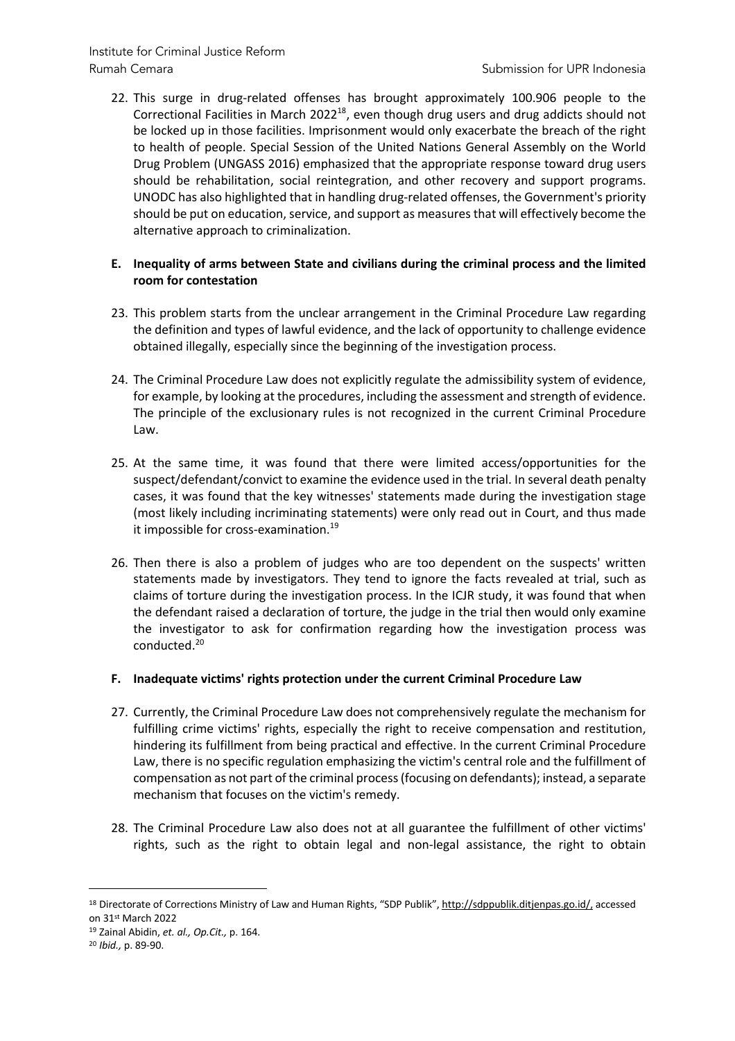22. This surge in drug-related offenses has brought approximately 100.906 people to the Correctional Facilities in March 2022[18], even though drug users and drug addicts should not be locked up in those facilities. Imprisonment would only exacerbate the breach of the right to health of people. Special Session of the United Nations General Assembly on the World Drug Problem (UNGASS 2016) emphasized that the appropriate response toward drug users should be rehabilitation, social reintegration, and other recovery and support programs. UNODC has also highlighted that in handling drug-related offenses, the Government's priority should be put on education, service, and support as measures that will effectively become the alternative approach to criminalization.

**E. Inequality of arms between State and civilians during the criminal process and the limited room for contestation**

23. This problem starts from the unclear arrangement in the Criminal Procedure Law regarding the definition and types of lawful evidence, and the lack of opportunity to challenge evidence obtained illegally, especially since the beginning of the investigation process.

24. The Criminal Procedure Law does not explicitly regulate the admissibility system of evidence, for example, by looking at the procedures, including the assessment and strength of evidence. The principle of the exclusionary rules is not recognized in the current Criminal Procedure Law.

25. At the same time, it was found that there were limited access/opportunities for the suspect/defendant/convict to examine the evidence used in the trial. In several death penalty cases, it was found that the key witnesses' statements made during the investigation stage (most likely including incriminating statements) were only read out in Court, and thus made it impossible for cross-examination.[19]

26. Then there is also a problem of judges who are too dependent on the suspects' written statements made by investigators. They tend to ignore the facts revealed at trial, such as claims of torture during the investigation process. In the ICJR study, it was found that when the defendant raised a declaration of torture, the judge in the trial then would only examine the investigator to ask for confirmation regarding how the investigation process was conducted.[20]

**F. Inadequate victims' rights protection under the current Criminal Procedure Law**

27. Currently, the Criminal Procedure Law does not comprehensively regulate the mechanism for fulfilling crime victims' rights, especially the right to receive compensation and restitution, hindering its fulfillment from being practical and effective. In the current Criminal Procedure Law, there is no specific regulation emphasizing the victim's central role and the fulfillment of compensation as not part of the criminal process (focusing on defendants); instead, a separate mechanism that focuses on the victim's remedy.

28. The Criminal Procedure Law also does not at all guarantee the fulfillment of other victims' rights, such as the right to obtain legal and non-legal assistance, the right to obtain

---

[18] Directorate of Corrections Ministry of Law and Human Rights, "SDP Publik", http://sdppublik.ditjenpas.go.id/, accessed on 31st March 2022

[19] Zainal Abidin, *et. al., Op.Cit.,* p. 164.

[20] *Ibid.,* p. 89-90.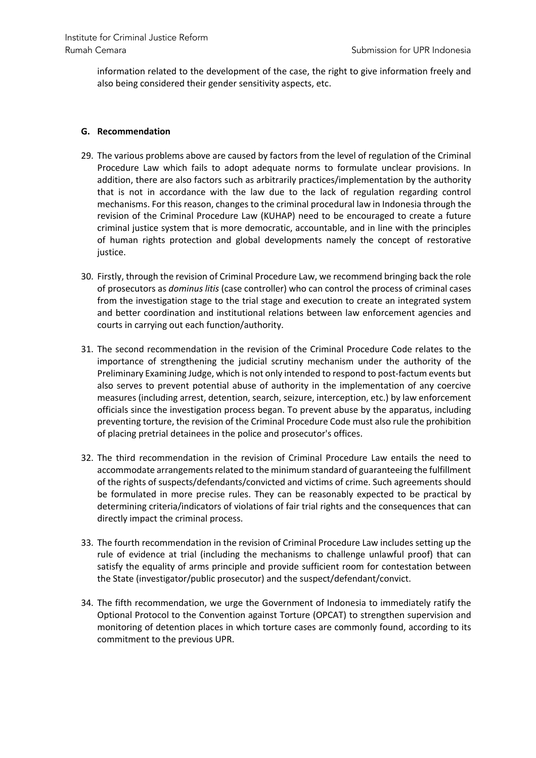information related to the development of the case, the right to give information freely and also being considered their gender sensitivity aspects, etc.

#### G. Recommendation

29. The various problems above are caused by factors from the level of regulation of the Criminal Procedure Law which fails to adopt adequate norms to formulate unclear provisions. In addition, there are also factors such as arbitrarily practices/implementation by the authority that is not in accordance with the law due to the lack of regulation regarding control mechanisms. For this reason, changes to the criminal procedural law in Indonesia through the revision of the Criminal Procedure Law (KUHAP) need to be encouraged to create a future criminal justice system that is more democratic, accountable, and in line with the principles of human rights protection and global developments namely the concept of restorative justice.

30. Firstly, through the revision of Criminal Procedure Law, we recommend bringing back the role of prosecutors as *dominus litis* (case controller) who can control the process of criminal cases from the investigation stage to the trial stage and execution to create an integrated system and better coordination and institutional relations between law enforcement agencies and courts in carrying out each function/authority.

31. The second recommendation in the revision of the Criminal Procedure Code relates to the importance of strengthening the judicial scrutiny mechanism under the authority of the Preliminary Examining Judge, which is not only intended to respond to post-factum events but also serves to prevent potential abuse of authority in the implementation of any coercive measures (including arrest, detention, search, seizure, interception, etc.) by law enforcement officials since the investigation process began. To prevent abuse by the apparatus, including preventing torture, the revision of the Criminal Procedure Code must also rule the prohibition of placing pretrial detainees in the police and prosecutor's offices.

32. The third recommendation in the revision of Criminal Procedure Law entails the need to accommodate arrangements related to the minimum standard of guaranteeing the fulfillment of the rights of suspects/defendants/convicted and victims of crime. Such agreements should be formulated in more precise rules. They can be reasonably expected to be practical by determining criteria/indicators of violations of fair trial rights and the consequences that can directly impact the criminal process.

33. The fourth recommendation in the revision of Criminal Procedure Law includes setting up the rule of evidence at trial (including the mechanisms to challenge unlawful proof) that can satisfy the equality of arms principle and provide sufficient room for contestation between the State (investigator/public prosecutor) and the suspect/defendant/convict.

34. The fifth recommendation, we urge the Government of Indonesia to immediately ratify the Optional Protocol to the Convention against Torture (OPCAT) to strengthen supervision and monitoring of detention places in which torture cases are commonly found, according to its commitment to the previous UPR.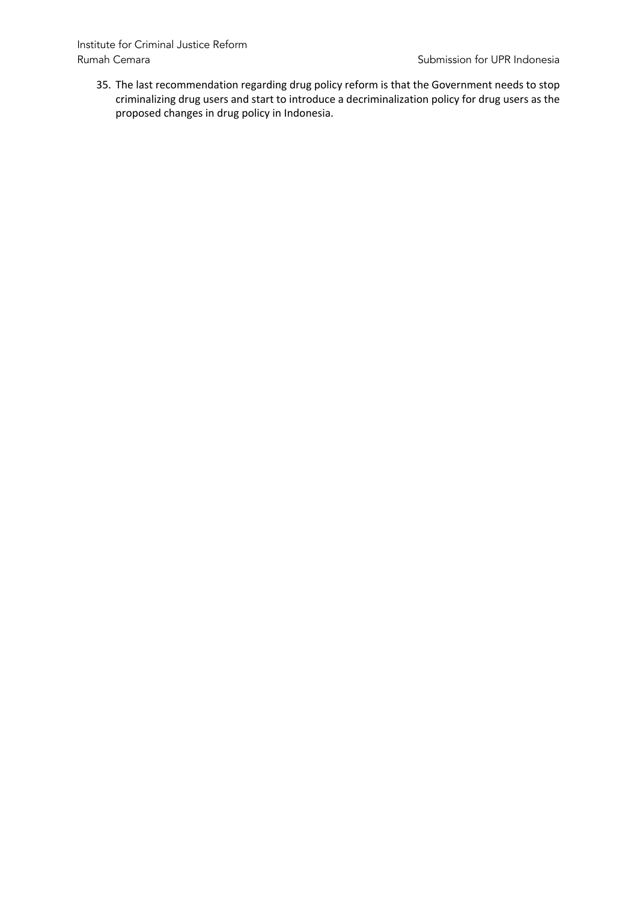35. The last recommendation regarding drug policy reform is that the Government needs to stop criminalizing drug users and start to introduce a decriminalization policy for drug users as the proposed changes in drug policy in Indonesia.